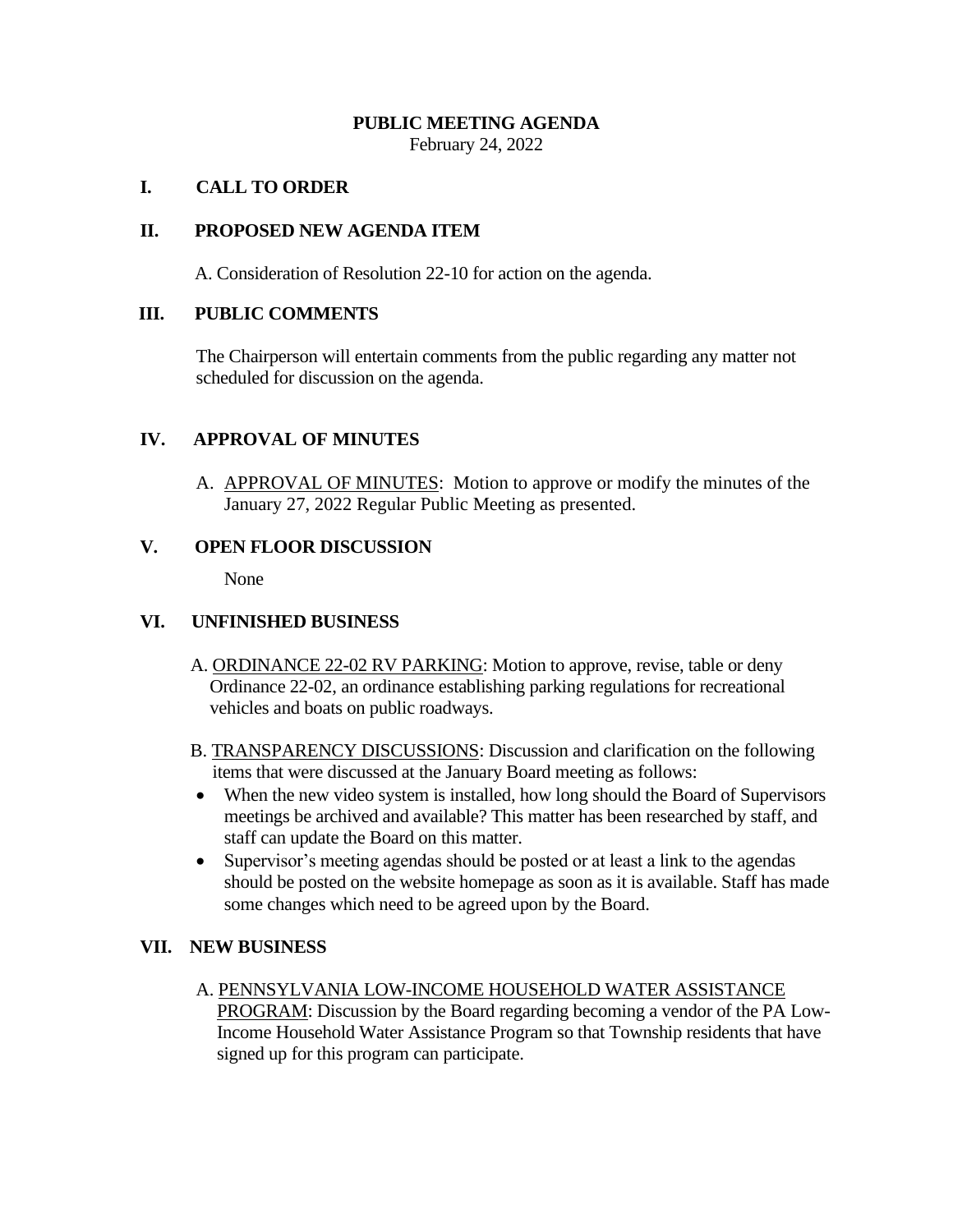# PUBLIC MEETING AGENDA

February 24, 2022

## I. CALL TO ORDER

## II. PROPOSED NEW AGENDA ITEM

A. Consideration of Resolution 22-10 for action on the agenda.

## III. PUBLIC COMMENTS

The Chairperson will entertain comments from the public regarding any matter not scheduled for discussion on the agenda.

## IV. APPROVAL OF MINUTES

A. APPROVAL OF MINUTES: Motion to approve or modify the minutes of the January 27, 2022 Regular Public Meeting as presented.

## V. OPEN FLOOR DISCUSSION

None

## VI. UNFINISHED BUSINESS

A. ORDINANCE 22-02 RV PARKING: Motion to approve, revise, table or deny Ordinance 22-02, an ordinance establishing parking regulations for recreational vehicles and boats on public roadways.

B. TRANSPARENCY DISCUSSIONS: Discussion and clarification on the following items that were discussed at the January Board meeting as follows:

- When the new video system is installed, how long should the Board of Supervisors meetings be archived and available? This matter has been researched by staff, and staff can update the Board on this matter.
- Supervisor's meeting agendas should be posted or at least a link to the agendas should be posted on the website homepage as soon as it is available. Staff has made some changes which need to be agreed upon by the Board.

## VII. NEW BUSINESS

A. PENNSYLVANIA LOW-INCOME HOUSEHOLD WATER ASSISTANCE PROGRAM: Discussion by the Board regarding becoming a vendor of the PA Low-Income Household Water Assistance Program so that Township residents that have signed up for this program can participate.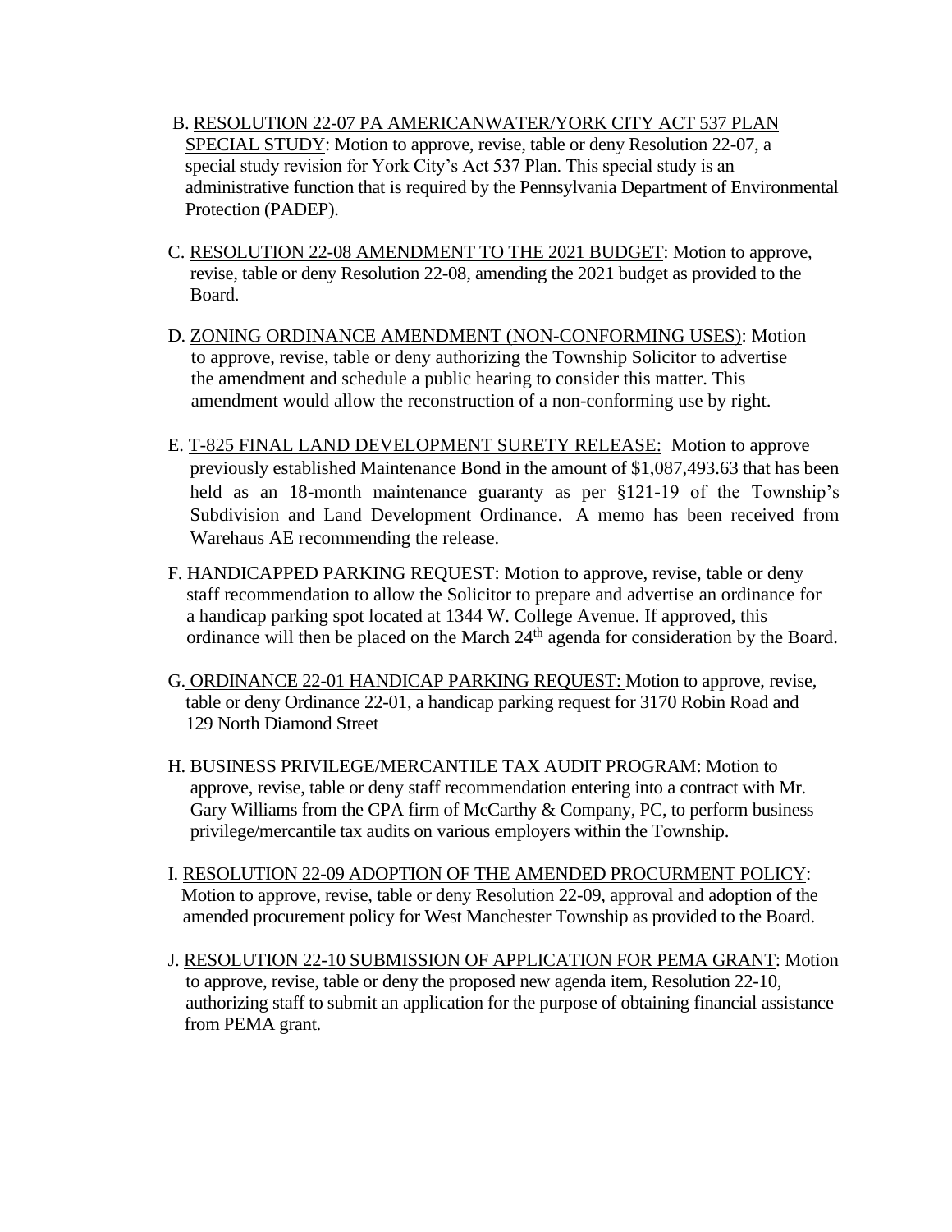B. RESOLUTION 22-07 PA AMERICANWATER/YORK CITY ACT 537 PLAN SPECIAL STUDY: Motion to approve, revise, table or deny Resolution 22-07, a special study revision for York City's Act 537 Plan. This special study is an administrative function that is required by the Pennsylvania Department of Environmental Protection (PADEP).

C. RESOLUTION 22-08 AMENDMENT TO THE 2021 BUDGET: Motion to approve, revise, table or deny Resolution 22-08, amending the 2021 budget as provided to the Board.

D. ZONING ORDINANCE AMENDMENT (NON-CONFORMING USES): Motion to approve, revise, table or deny authorizing the Township Solicitor to advertise the amendment and schedule a public hearing to consider this matter. This amendment would allow the reconstruction of a non-conforming use by right.

E. T-825 FINAL LAND DEVELOPMENT SURETY RELEASE: Motion to approve previously established Maintenance Bond in the amount of $1,087,493.63 that has been held as an 18-month maintenance guaranty as per §121-19 of the Township's Subdivision and Land Development Ordinance. A memo has been received from Warehaus AE recommending the release.

F. HANDICAPPED PARKING REQUEST: Motion to approve, revise, table or deny staff recommendation to allow the Solicitor to prepare and advertise an ordinance for a handicap parking spot located at 1344 W. College Avenue. If approved, this ordinance will then be placed on the March 24th agenda for consideration by the Board.

G. ORDINANCE 22-01 HANDICAP PARKING REQUEST: Motion to approve, revise, table or deny Ordinance 22-01, a handicap parking request for 3170 Robin Road and 129 North Diamond Street

H. BUSINESS PRIVILEGE/MERCANTILE TAX AUDIT PROGRAM: Motion to approve, revise, table or deny staff recommendation entering into a contract with Mr. Gary Williams from the CPA firm of McCarthy & Company, PC, to perform business privilege/mercantile tax audits on various employers within the Township.

I. RESOLUTION 22-09 ADOPTION OF THE AMENDED PROCURMENT POLICY: Motion to approve, revise, table or deny Resolution 22-09, approval and adoption of the amended procurement policy for West Manchester Township as provided to the Board.

J. RESOLUTION 22-10 SUBMISSION OF APPLICATION FOR PEMA GRANT: Motion to approve, revise, table or deny the proposed new agenda item, Resolution 22-10, authorizing staff to submit an application for the purpose of obtaining financial assistance from PEMA grant.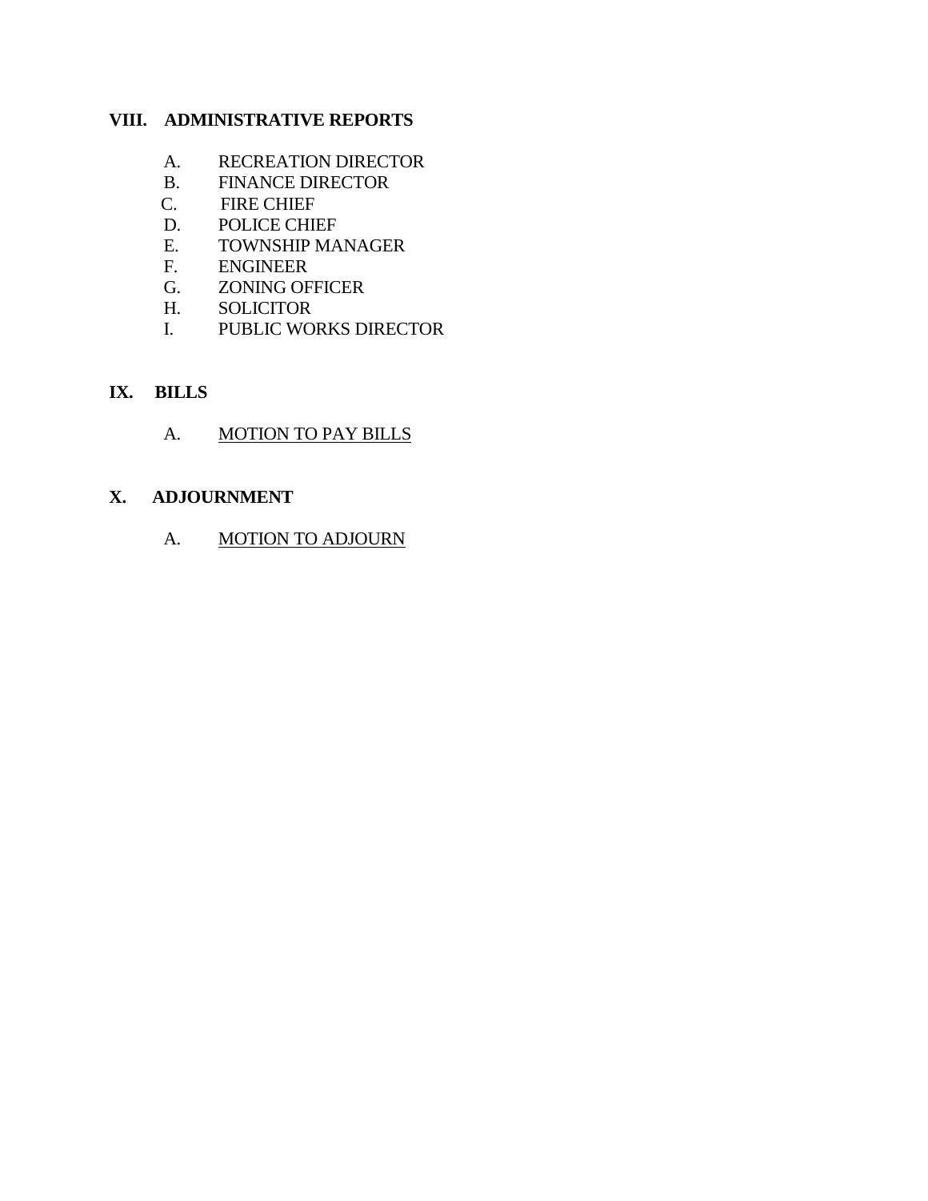## VIII. ADMINISTRATIVE REPORTS

A. RECREATION DIRECTOR
B. FINANCE DIRECTOR
C. FIRE CHIEF
D. POLICE CHIEF
E. TOWNSHIP MANAGER
F. ENGINEER
G. ZONING OFFICER
H. SOLICITOR
I. PUBLIC WORKS DIRECTOR

## IX. BILLS

A. MOTION TO PAY BILLS

## X. ADJOURNMENT

A. MOTION TO ADJOURN